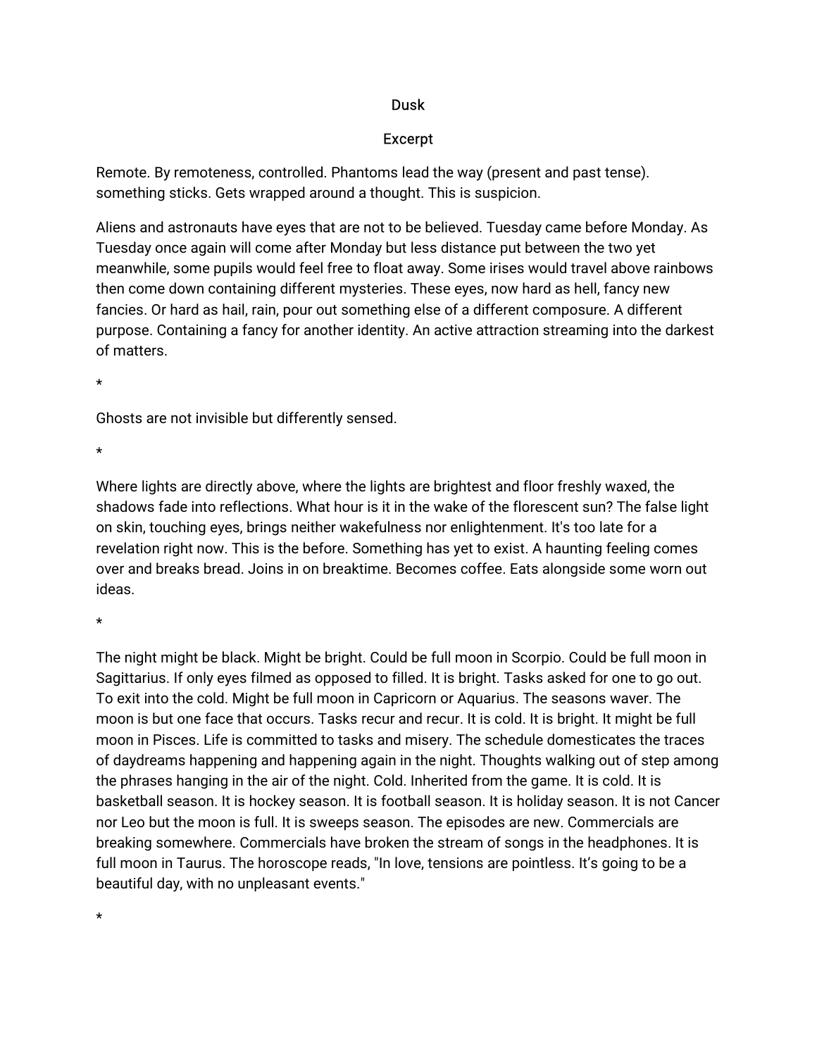# Dusk

## Excerpt

Remote. By remoteness, controlled. Phantoms lead the way (present and past tense). something sticks. Gets wrapped around a thought. This is suspicion.

Aliens and astronauts have eyes that are not to be believed. Tuesday came before Monday. As Tuesday once again will come after Monday but less distance put between the two yet meanwhile, some pupils would feel free to float away. Some irises would travel above rainbows then come down containing different mysteries. These eyes, now hard as hell, fancy new fancies. Or hard as hail, rain, pour out something else of a different composure. A different purpose. Containing a fancy for another identity. An active attraction streaming into the darkest of matters.

*

Ghosts are not invisible but differently sensed.

*

Where lights are directly above, where the lights are brightest and floor freshly waxed, the shadows fade into reflections. What hour is it in the wake of the florescent sun? The false light on skin, touching eyes, brings neither wakefulness nor enlightenment. It's too late for a revelation right now. This is the before. Something has yet to exist. A haunting feeling comes over and breaks bread. Joins in on breaktime. Becomes coffee. Eats alongside some worn out ideas.

*

The night might be black. Might be bright. Could be full moon in Scorpio. Could be full moon in Sagittarius. If only eyes filmed as opposed to filled. It is bright. Tasks asked for one to go out. To exit into the cold. Might be full moon in Capricorn or Aquarius. The seasons waver. The moon is but one face that occurs. Tasks recur and recur. It is cold. It is bright. It might be full moon in Pisces. Life is committed to tasks and misery. The schedule domesticates the traces of daydreams happening and happening again in the night. Thoughts walking out of step among the phrases hanging in the air of the night. Cold. Inherited from the game. It is cold. It is basketball season. It is hockey season. It is football season. It is holiday season. It is not Cancer nor Leo but the moon is full. It is sweeps season. The episodes are new. Commercials are breaking somewhere. Commercials have broken the stream of songs in the headphones. It is full moon in Taurus. The horoscope reads, "In love, tensions are pointless. It's going to be a beautiful day, with no unpleasant events."

*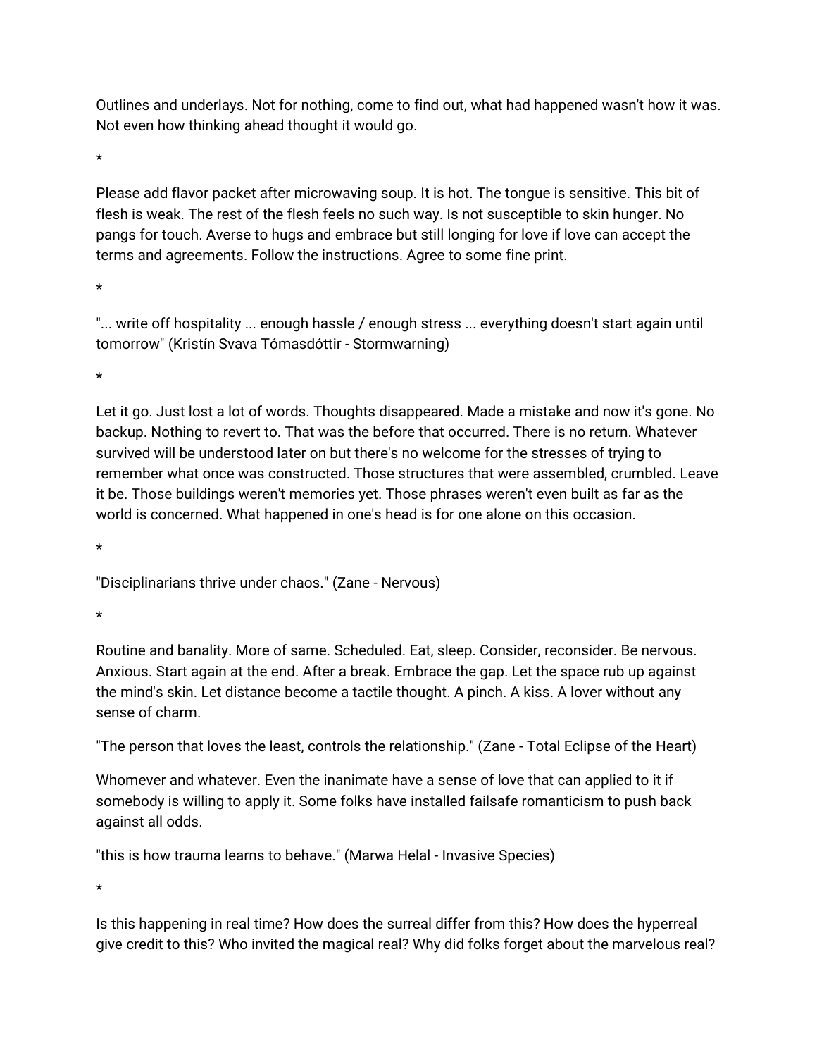Outlines and underlays. Not for nothing, come to find out, what had happened wasn't how it was. Not even how thinking ahead thought it would go.

*

Please add flavor packet after microwaving soup. It is hot. The tongue is sensitive. This bit of flesh is weak. The rest of the flesh feels no such way. Is not susceptible to skin hunger. No pangs for touch. Averse to hugs and embrace but still longing for love if love can accept the terms and agreements. Follow the instructions. Agree to some fine print.

*

"... write off hospitality ... enough hassle / enough stress ... everything doesn't start again until tomorrow" (Kristín Svava Tómasdóttir - Stormwarning)

*

Let it go. Just lost a lot of words. Thoughts disappeared. Made a mistake and now it's gone. No backup. Nothing to revert to. That was the before that occurred. There is no return. Whatever survived will be understood later on but there's no welcome for the stresses of trying to remember what once was constructed. Those structures that were assembled, crumbled. Leave it be. Those buildings weren't memories yet. Those phrases weren't even built as far as the world is concerned. What happened in one's head is for one alone on this occasion.

*

"Disciplinarians thrive under chaos." (Zane - Nervous)

*

Routine and banality. More of same. Scheduled. Eat, sleep. Consider, reconsider. Be nervous. Anxious. Start again at the end. After a break. Embrace the gap. Let the space rub up against the mind's skin. Let distance become a tactile thought. A pinch. A kiss. A lover without any sense of charm.

"The person that loves the least, controls the relationship." (Zane - Total Eclipse of the Heart)

Whomever and whatever. Even the inanimate have a sense of love that can applied to it if somebody is willing to apply it. Some folks have installed failsafe romanticism to push back against all odds.

"this is how trauma learns to behave." (Marwa Helal - Invasive Species)

*

Is this happening in real time? How does the surreal differ from this? How does the hyperreal give credit to this? Who invited the magical real? Why did folks forget about the marvelous real?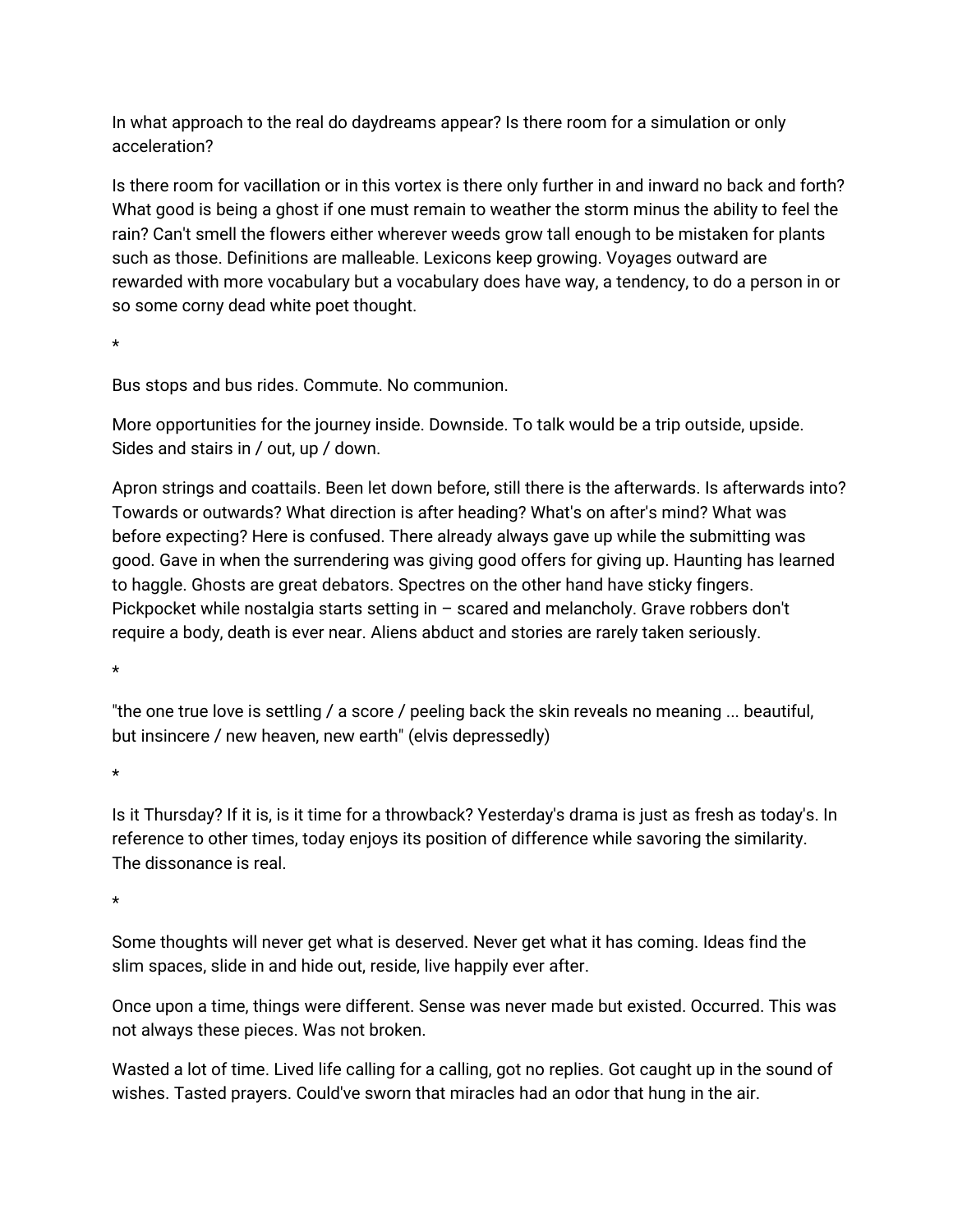In what approach to the real do daydreams appear? Is there room for a simulation or only acceleration?

Is there room for vacillation or in this vortex is there only further in and inward no back and forth? What good is being a ghost if one must remain to weather the storm minus the ability to feel the rain? Can't smell the flowers either wherever weeds grow tall enough to be mistaken for plants such as those. Definitions are malleable. Lexicons keep growing. Voyages outward are rewarded with more vocabulary but a vocabulary does have way, a tendency, to do a person in or so some corny dead white poet thought.

*

Bus stops and bus rides. Commute. No communion.

More opportunities for the journey inside. Downside. To talk would be a trip outside, upside. Sides and stairs in / out, up / down.

Apron strings and coattails. Been let down before, still there is the afterwards. Is afterwards into? Towards or outwards? What direction is after heading? What's on after's mind? What was before expecting? Here is confused. There already always gave up while the submitting was good. Gave in when the surrendering was giving good offers for giving up. Haunting has learned to haggle. Ghosts are great debators. Spectres on the other hand have sticky fingers. Pickpocket while nostalgia starts setting in – scared and melancholy. Grave robbers don't require a body, death is ever near. Aliens abduct and stories are rarely taken seriously.

*

"the one true love is settling / a score / peeling back the skin reveals no meaning ... beautiful, but insincere / new heaven, new earth" (elvis depressedly)

*

Is it Thursday? If it is, is it time for a throwback? Yesterday's drama is just as fresh as today's. In reference to other times, today enjoys its position of difference while savoring the similarity. The dissonance is real.

*

Some thoughts will never get what is deserved. Never get what it has coming. Ideas find the slim spaces, slide in and hide out, reside, live happily ever after.

Once upon a time, things were different. Sense was never made but existed. Occurred. This was not always these pieces. Was not broken.

Wasted a lot of time. Lived life calling for a calling, got no replies. Got caught up in the sound of wishes. Tasted prayers. Could've sworn that miracles had an odor that hung in the air.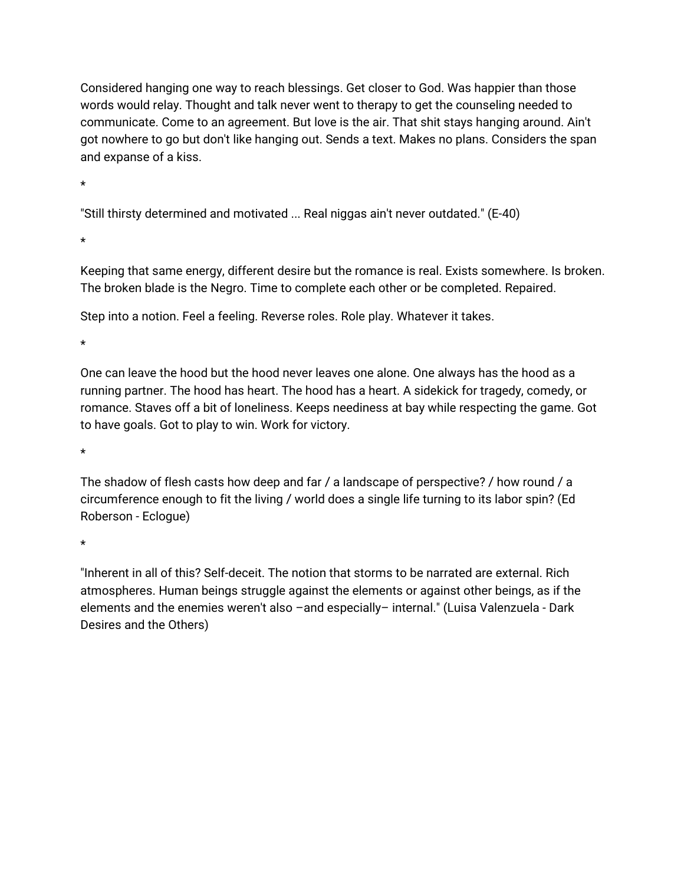Considered hanging one way to reach blessings. Get closer to God. Was happier than those words would relay. Thought and talk never went to therapy to get the counseling needed to communicate. Come to an agreement. But love is the air. That shit stays hanging around. Ain't got nowhere to go but don't like hanging out. Sends a text. Makes no plans. Considers the span and expanse of a kiss.

*

"Still thirsty determined and motivated ... Real niggas ain't never outdated." (E-40)

*

Keeping that same energy, different desire but the romance is real. Exists somewhere. Is broken. The broken blade is the Negro. Time to complete each other or be completed. Repaired.

Step into a notion. Feel a feeling. Reverse roles. Role play. Whatever it takes.

*

One can leave the hood but the hood never leaves one alone. One always has the hood as a running partner. The hood has heart. The hood has a heart. A sidekick for tragedy, comedy, or romance. Staves off a bit of loneliness. Keeps neediness at bay while respecting the game. Got to have goals. Got to play to win. Work for victory.

*

The shadow of flesh casts how deep and far / a landscape of perspective? / how round / a circumference enough to fit the living / world does a single life turning to its labor spin? (Ed Roberson - Eclogue)

*

"Inherent in all of this? Self-deceit. The notion that storms to be narrated are external. Rich atmospheres. Human beings struggle against the elements or against other beings, as if the elements and the enemies weren't also –and especially– internal." (Luisa Valenzuela - Dark Desires and the Others)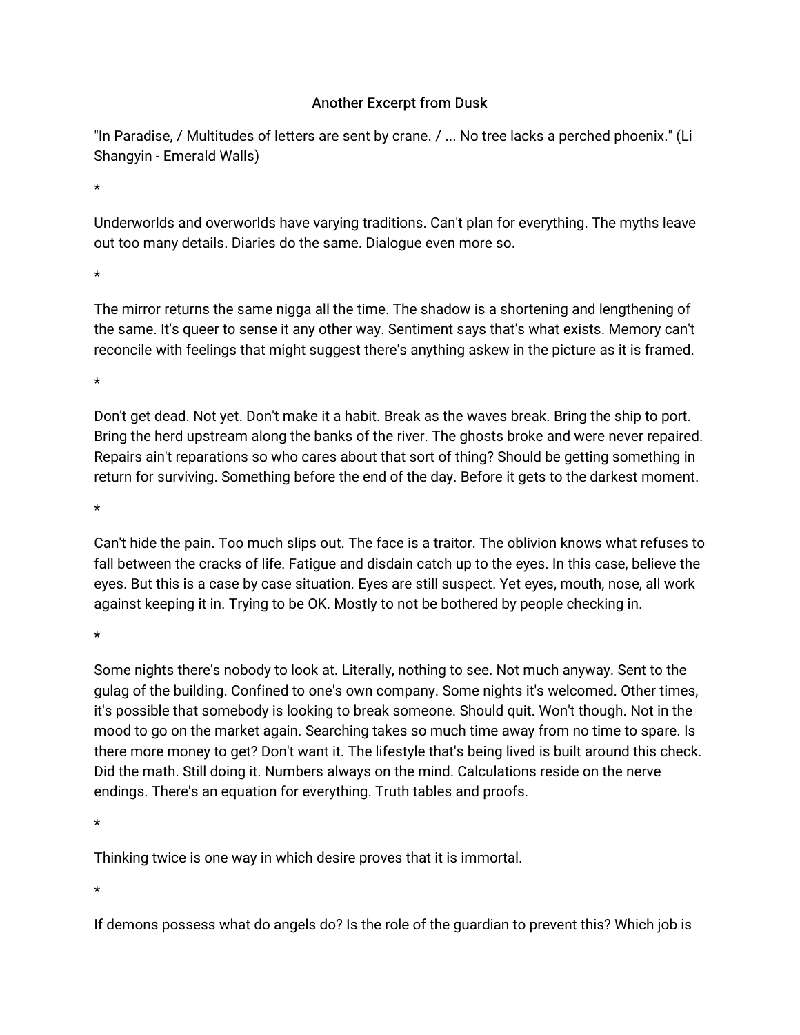# Another Excerpt from Dusk

"In Paradise, / Multitudes of letters are sent by crane. / ... No tree lacks a perched phoenix." (Li Shangyin - Emerald Walls)

*

Underworlds and overworlds have varying traditions. Can't plan for everything. The myths leave out too many details. Diaries do the same. Dialogue even more so.

*

The mirror returns the same nigga all the time. The shadow is a shortening and lengthening of the same. It's queer to sense it any other way. Sentiment says that's what exists. Memory can't reconcile with feelings that might suggest there's anything askew in the picture as it is framed.

*

Don't get dead. Not yet. Don't make it a habit. Break as the waves break. Bring the ship to port. Bring the herd upstream along the banks of the river. The ghosts broke and were never repaired. Repairs ain't reparations so who cares about that sort of thing? Should be getting something in return for surviving. Something before the end of the day. Before it gets to the darkest moment.

*

Can't hide the pain. Too much slips out. The face is a traitor. The oblivion knows what refuses to fall between the cracks of life. Fatigue and disdain catch up to the eyes. In this case, believe the eyes. But this is a case by case situation. Eyes are still suspect. Yet eyes, mouth, nose, all work against keeping it in. Trying to be OK. Mostly to not be bothered by people checking in.

*

Some nights there's nobody to look at. Literally, nothing to see. Not much anyway. Sent to the gulag of the building. Confined to one's own company. Some nights it's welcomed. Other times, it's possible that somebody is looking to break someone. Should quit. Won't though. Not in the mood to go on the market again. Searching takes so much time away from no time to spare. Is there more money to get? Don't want it. The lifestyle that's being lived is built around this check. Did the math. Still doing it. Numbers always on the mind. Calculations reside on the nerve endings. There's an equation for everything. Truth tables and proofs.

*

Thinking twice is one way in which desire proves that it is immortal.

*

If demons possess what do angels do? Is the role of the guardian to prevent this? Which job is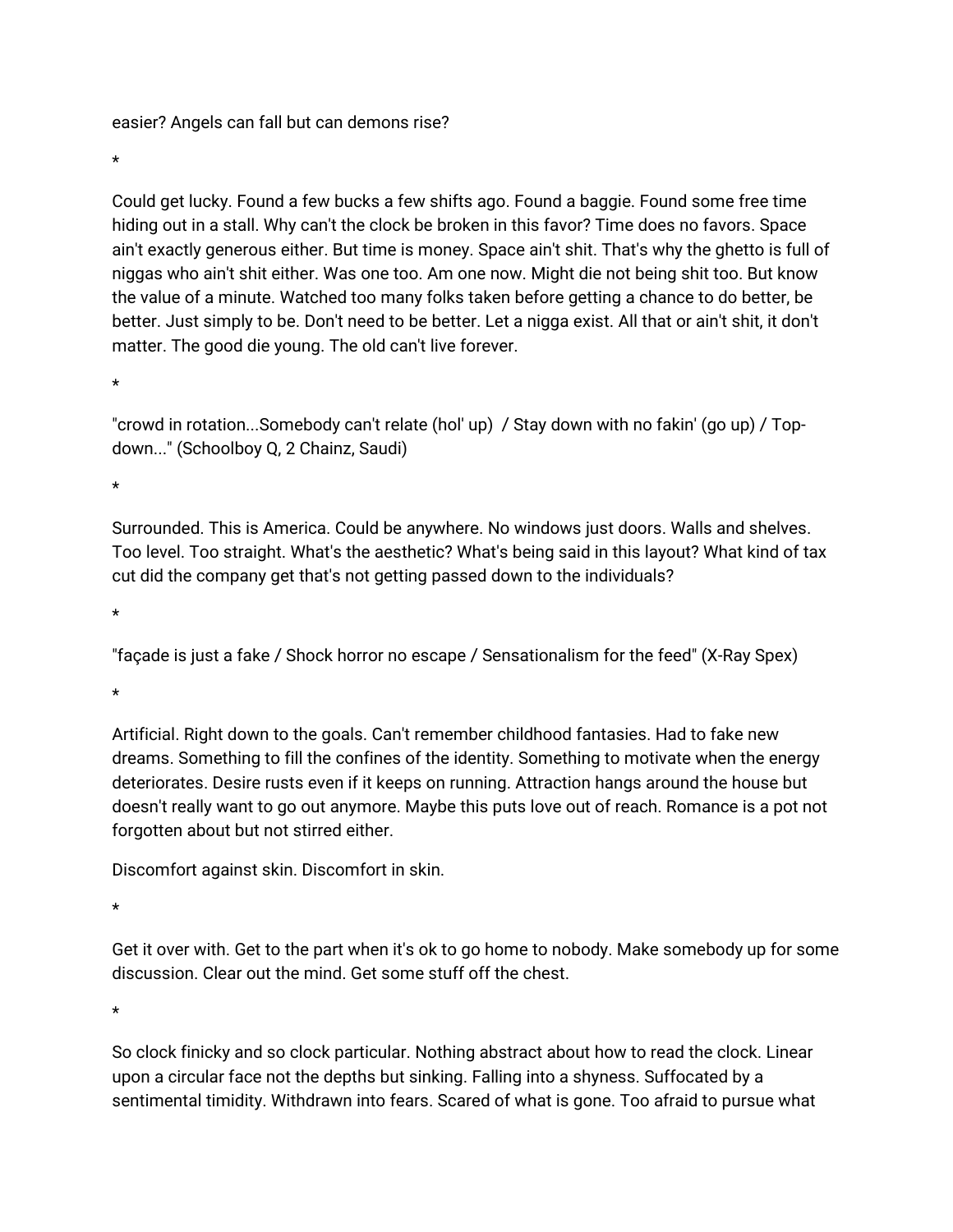easier? Angels can fall but can demons rise?

*

Could get lucky. Found a few bucks a few shifts ago. Found a baggie. Found some free time hiding out in a stall. Why can't the clock be broken in this favor? Time does no favors. Space ain't exactly generous either. But time is money. Space ain't shit. That's why the ghetto is full of niggas who ain't shit either. Was one too. Am one now. Might die not being shit too. But know the value of a minute. Watched too many folks taken before getting a chance to do better, be better. Just simply to be. Don't need to be better. Let a nigga exist. All that or ain't shit, it don't matter. The good die young. The old can't live forever.

*

"crowd in rotation...Somebody can't relate (hol' up) / Stay down with no fakin' (go up) / Top-down..." (Schoolboy Q, 2 Chainz, Saudi)

*

Surrounded. This is America. Could be anywhere. No windows just doors. Walls and shelves. Too level. Too straight. What's the aesthetic? What's being said in this layout? What kind of tax cut did the company get that's not getting passed down to the individuals?

*

"façade is just a fake / Shock horror no escape / Sensationalism for the feed" (X-Ray Spex)

*

Artificial. Right down to the goals. Can't remember childhood fantasies. Had to fake new dreams. Something to fill the confines of the identity. Something to motivate when the energy deteriorates. Desire rusts even if it keeps on running. Attraction hangs around the house but doesn't really want to go out anymore. Maybe this puts love out of reach. Romance is a pot not forgotten about but not stirred either.

Discomfort against skin. Discomfort in skin.

*

Get it over with. Get to the part when it's ok to go home to nobody. Make somebody up for some discussion. Clear out the mind. Get some stuff off the chest.

*

So clock finicky and so clock particular. Nothing abstract about how to read the clock. Linear upon a circular face not the depths but sinking. Falling into a shyness. Suffocated by a sentimental timidity. Withdrawn into fears. Scared of what is gone. Too afraid to pursue what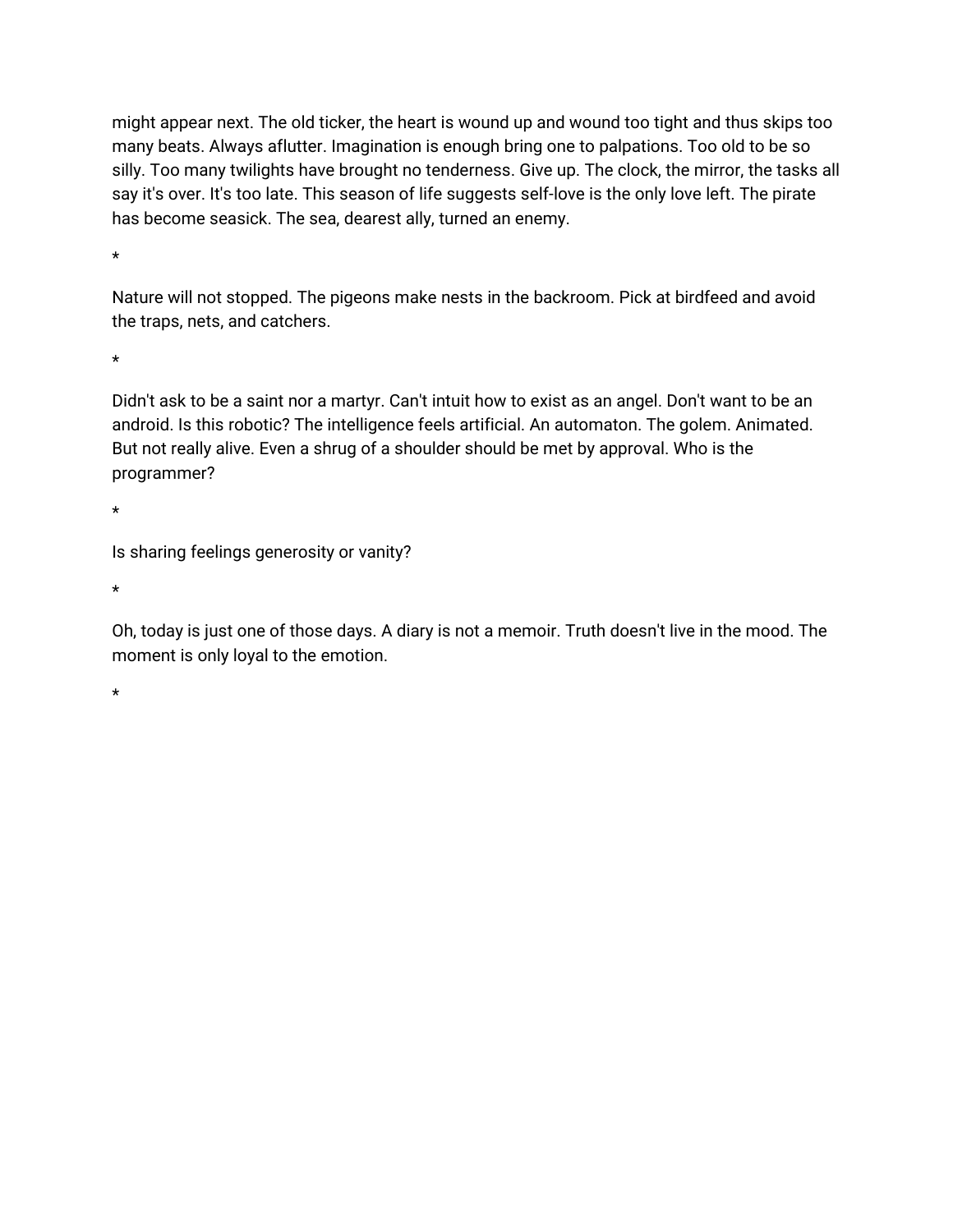might appear next. The old ticker, the heart is wound up and wound too tight and thus skips too many beats. Always aflutter. Imagination is enough bring one to palpations. Too old to be so silly. Too many twilights have brought no tenderness. Give up. The clock, the mirror, the tasks all say it's over. It's too late. This season of life suggests self-love is the only love left. The pirate has become seasick. The sea, dearest ally, turned an enemy.

*

Nature will not stopped. The pigeons make nests in the backroom. Pick at birdfeed and avoid the traps, nets, and catchers.

*

Didn't ask to be a saint nor a martyr. Can't intuit how to exist as an angel. Don't want to be an android. Is this robotic? The intelligence feels artificial. An automaton. The golem. Animated. But not really alive. Even a shrug of a shoulder should be met by approval. Who is the programmer?

*

Is sharing feelings generosity or vanity?

*

Oh, today is just one of those days. A diary is not a memoir. Truth doesn't live in the mood. The moment is only loyal to the emotion.

*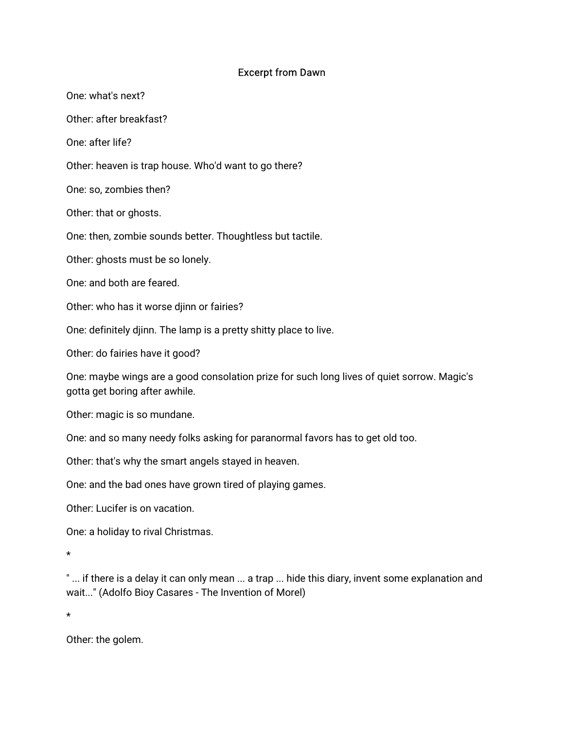# Excerpt from Dawn

One: what's next?

Other: after breakfast?

One: after life?

Other: heaven is trap house. Who'd want to go there?

One: so, zombies then?

Other: that or ghosts.

One: then, zombie sounds better. Thoughtless but tactile.

Other: ghosts must be so lonely.

One: and both are feared.

Other: who has it worse djinn or fairies?

One: definitely djinn. The lamp is a pretty shitty place to live.

Other: do fairies have it good?

One: maybe wings are a good consolation prize for such long lives of quiet sorrow. Magic's gotta get boring after awhile.

Other: magic is so mundane.

One: and so many needy folks asking for paranormal favors has to get old too.

Other: that's why the smart angels stayed in heaven.

One: and the bad ones have grown tired of playing games.

Other: Lucifer is on vacation.

One: a holiday to rival Christmas.

*

" ... if there is a delay it can only mean ... a trap ... hide this diary, invent some explanation and wait..." (Adolfo Bioy Casares - The Invention of Morel)

*

Other: the golem.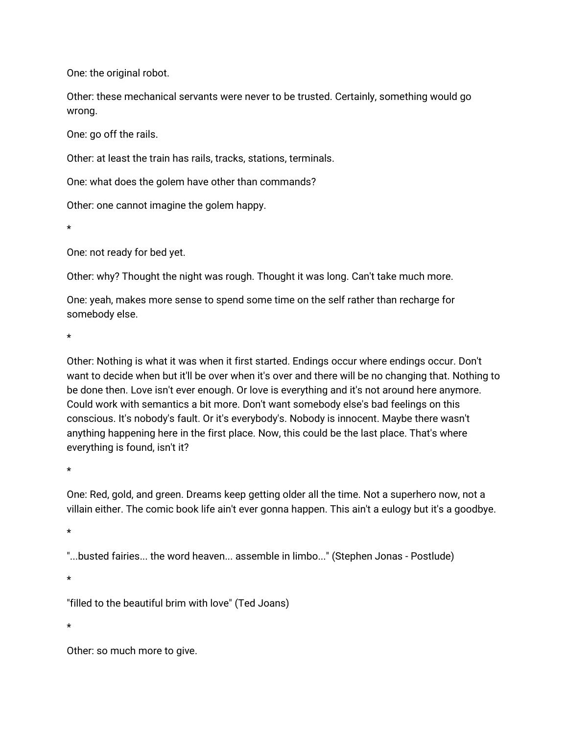One: the original robot.

Other: these mechanical servants were never to be trusted. Certainly, something would go wrong.

One: go off the rails.

Other: at least the train has rails, tracks, stations, terminals.

One: what does the golem have other than commands?

Other: one cannot imagine the golem happy.

*

One: not ready for bed yet.

Other: why? Thought the night was rough. Thought it was long. Can't take much more.

One: yeah, makes more sense to spend some time on the self rather than recharge for somebody else.

*

Other: Nothing is what it was when it first started. Endings occur where endings occur. Don't want to decide when but it'll be over when it's over and there will be no changing that. Nothing to be done then. Love isn't ever enough. Or love is everything and it's not around here anymore. Could work with semantics a bit more. Don't want somebody else's bad feelings on this conscious. It's nobody's fault. Or it's everybody's. Nobody is innocent. Maybe there wasn't anything happening here in the first place. Now, this could be the last place. That's where everything is found, isn't it?

*

One: Red, gold, and green. Dreams keep getting older all the time. Not a superhero now, not a villain either. The comic book life ain't ever gonna happen. This ain't a eulogy but it's a goodbye.

*

"...busted fairies... the word heaven... assemble in limbo..." (Stephen Jonas - Postlude)

*

"filled to the beautiful brim with love" (Ted Joans)

*

Other: so much more to give.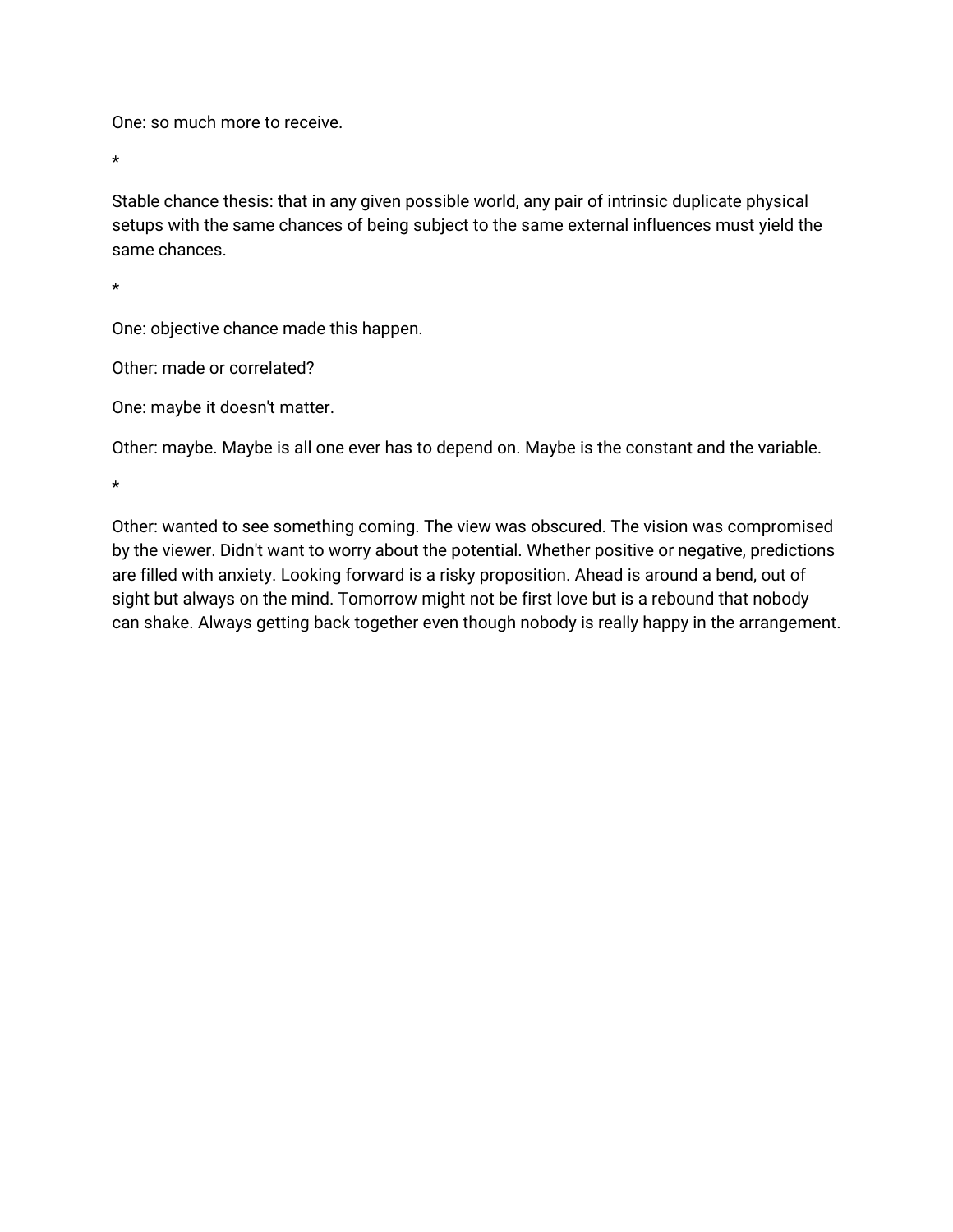One: so much more to receive.

*

Stable chance thesis: that in any given possible world, any pair of intrinsic duplicate physical setups with the same chances of being subject to the same external influences must yield the same chances.

*

One: objective chance made this happen.

Other: made or correlated?

One: maybe it doesn't matter.

Other: maybe. Maybe is all one ever has to depend on. Maybe is the constant and the variable.

*

Other: wanted to see something coming. The view was obscured. The vision was compromised by the viewer. Didn't want to worry about the potential. Whether positive or negative, predictions are filled with anxiety. Looking forward is a risky proposition. Ahead is around a bend, out of sight but always on the mind. Tomorrow might not be first love but is a rebound that nobody can shake. Always getting back together even though nobody is really happy in the arrangement.